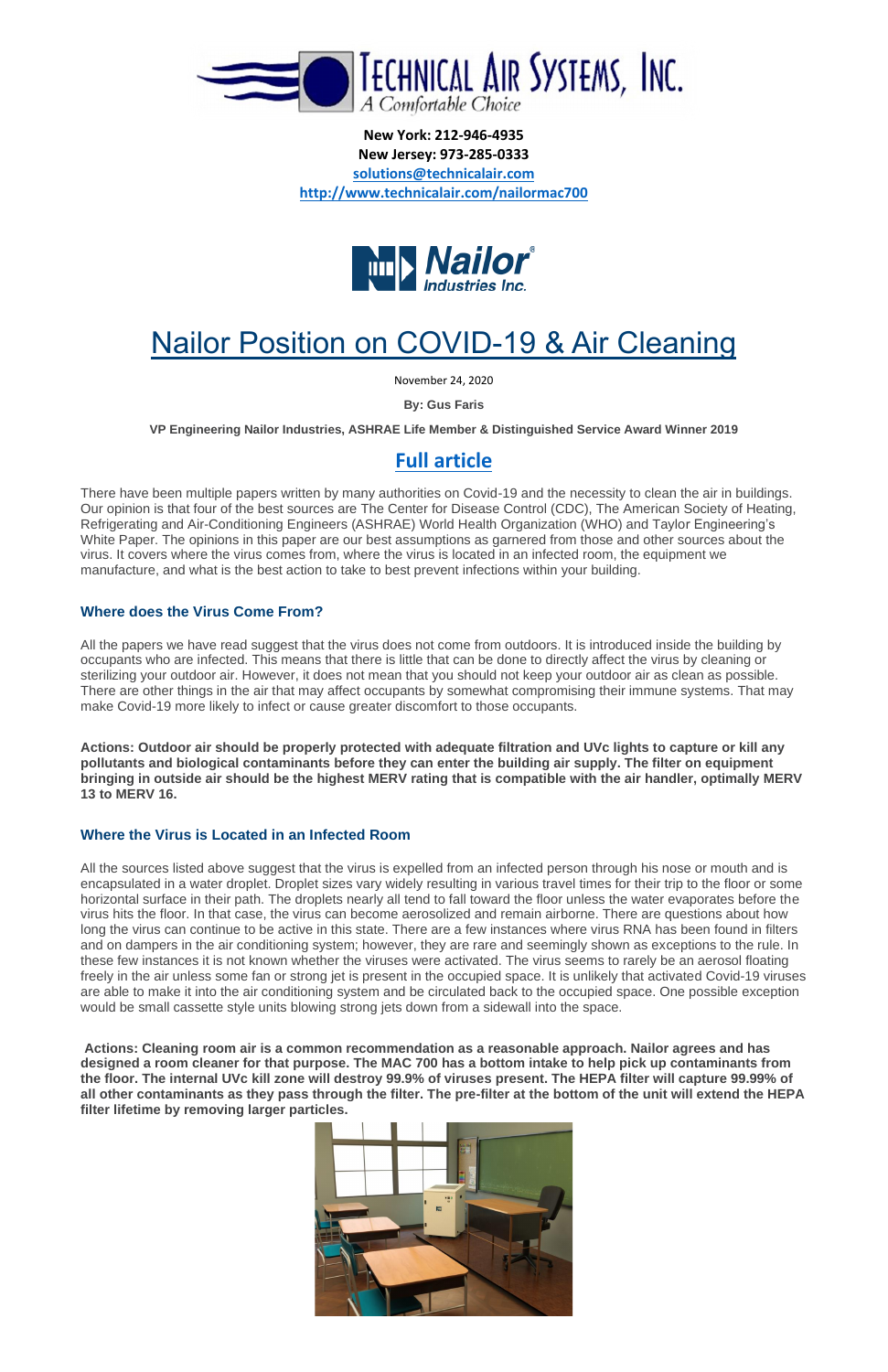New York: 212-946-4935
New Jersey: 973-285-0333
[solutions@technicalair.com](mailto:solutions@technicalair.com)
[http://www.technicalair.com/nailormac700](http://www.technicalair.com/nailormac700)

# Nailor Position on COVID-19 & Air Cleaning

November 24, 2020

**By: Gus Faris**

**VP Engineering Nailor Industries, ASHRAE Life Member & Distinguished Service Award Winner 2019**

## Full article

There have been multiple papers written by many authorities on Covid-19 and the necessity to clean the air in buildings. Our opinion is that four of the best sources are The Center for Disease Control (CDC), The American Society of Heating, Refrigerating and Air-Conditioning Engineers (ASHRAE) World Health Organization (WHO) and Taylor Engineering's White Paper. The opinions in this paper are our best assumptions as garnered from those and other sources about the virus. It covers where the virus comes from, where the virus is located in an infected room, the equipment we manufacture, and what is the best action to take to best prevent infections within your building.

### Where does the Virus Come From?

All the papers we have read suggest that the virus does not come from outdoors. It is introduced inside the building by occupants who are infected. This means that there is little that can be done to directly affect the virus by cleaning or sterilizing your outdoor air. However, it does not mean that you should not keep your outdoor air as clean as possible. There are other things in the air that may affect occupants by somewhat compromising their immune systems. That may make Covid-19 more likely to infect or cause greater discomfort to those occupants.

**Actions: Outdoor air should be properly protected with adequate filtration and UVc lights to capture or kill any pollutants and biological contaminants before they can enter the building air supply. The filter on equipment bringing in outside air should be the highest MERV rating that is compatible with the air handler, optimally MERV 13 to MERV 16.**

### Where the Virus is Located in an Infected Room

All the sources listed above suggest that the virus is expelled from an infected person through his nose or mouth and is encapsulated in a water droplet. Droplet sizes vary widely resulting in various travel times for their trip to the floor or some horizontal surface in their path. The droplets nearly all tend to fall toward the floor unless the water evaporates before the virus hits the floor. In that case, the virus can become aerosolized and remain airborne. There are questions about how long the virus can continue to be active in this state. There are a few instances where virus RNA has been found in filters and on dampers in the air conditioning system; however, they are rare and seemingly shown as exceptions to the rule. In these few instances it is not known whether the viruses were activated. The virus seems to rarely be an aerosol floating freely in the air unless some fan or strong jet is present in the occupied space. It is unlikely that activated Covid-19 viruses are able to make it into the air conditioning system and be circulated back to the occupied space. One possible exception would be small cassette style units blowing strong jets down from a sidewall into the space.

**Actions: Cleaning room air is a common recommendation as a reasonable approach. Nailor agrees and has designed a room cleaner for that purpose. The MAC 700 has a bottom intake to help pick up contaminants from the floor. The internal UVc kill zone will destroy 99.9% of viruses present. The HEPA filter will capture 99.99% of all other contaminants as they pass through the filter. The pre-filter at the bottom of the unit will extend the HEPA filter lifetime by removing larger particles.**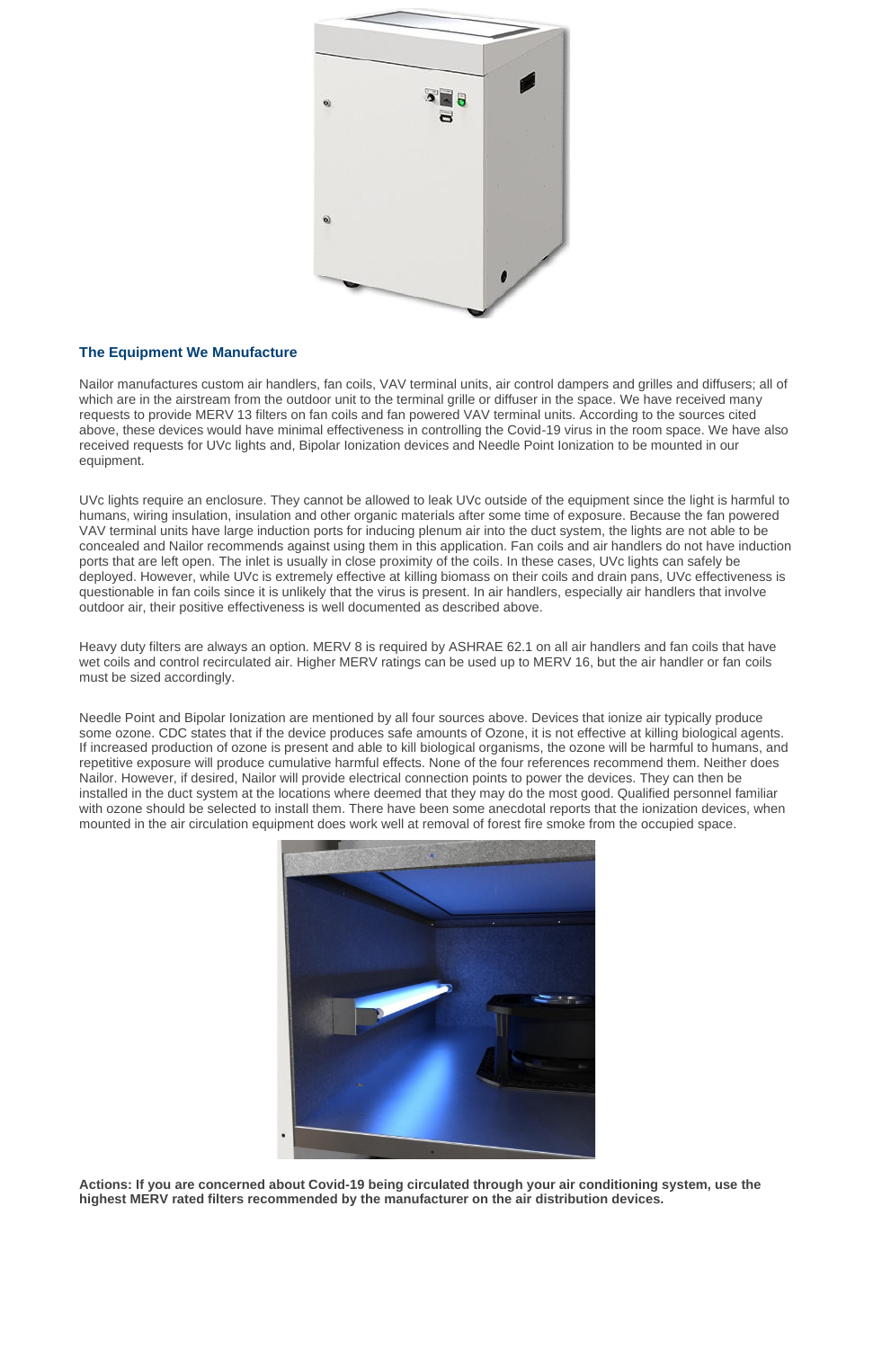## The Equipment We Manufacture

Nailor manufactures custom air handlers, fan coils, VAV terminal units, air control dampers and grilles and diffusers; all of which are in the airstream from the outdoor unit to the terminal grille or diffuser in the space. We have received many requests to provide MERV 13 filters on fan coils and fan powered VAV terminal units. According to the sources cited above, these devices would have minimal effectiveness in controlling the Covid-19 virus in the room space. We have also received requests for UVc lights and, Bipolar Ionization devices and Needle Point Ionization to be mounted in our equipment.

UVc lights require an enclosure. They cannot be allowed to leak UVc outside of the equipment since the light is harmful to humans, wiring insulation, insulation and other organic materials after some time of exposure. Because the fan powered VAV terminal units have large induction ports for inducing plenum air into the duct system, the lights are not able to be concealed and Nailor recommends against using them in this application. Fan coils and air handlers do not have induction ports that are left open. The inlet is usually in close proximity of the coils. In these cases, UVc lights can safely be deployed. However, while UVc is extremely effective at killing biomass on their coils and drain pans, UVc effectiveness is questionable in fan coils since it is unlikely that the virus is present. In air handlers, especially air handlers that involve outdoor air, their positive effectiveness is well documented as described above.

Heavy duty filters are always an option. MERV 8 is required by ASHRAE 62.1 on all air handlers and fan coils that have wet coils and control recirculated air. Higher MERV ratings can be used up to MERV 16, but the air handler or fan coils must be sized accordingly.

Needle Point and Bipolar Ionization are mentioned by all four sources above. Devices that ionize air typically produce some ozone. CDC states that if the device produces safe amounts of Ozone, it is not effective at killing biological agents. If increased production of ozone is present and able to kill biological organisms, the ozone will be harmful to humans, and repetitive exposure will produce cumulative harmful effects. None of the four references recommend them. Neither does Nailor. However, if desired, Nailor will provide electrical connection points to power the devices. They can then be installed in the duct system at the locations where deemed that they may do the most good. Qualified personnel familiar with ozone should be selected to install them. There have been some anecdotal reports that the ionization devices, when mounted in the air circulation equipment does work well at removal of forest fire smoke from the occupied space.

**Actions: If you are concerned about Covid-19 being circulated through your air conditioning system, use the highest MERV rated filters recommended by the manufacturer on the air distribution devices.**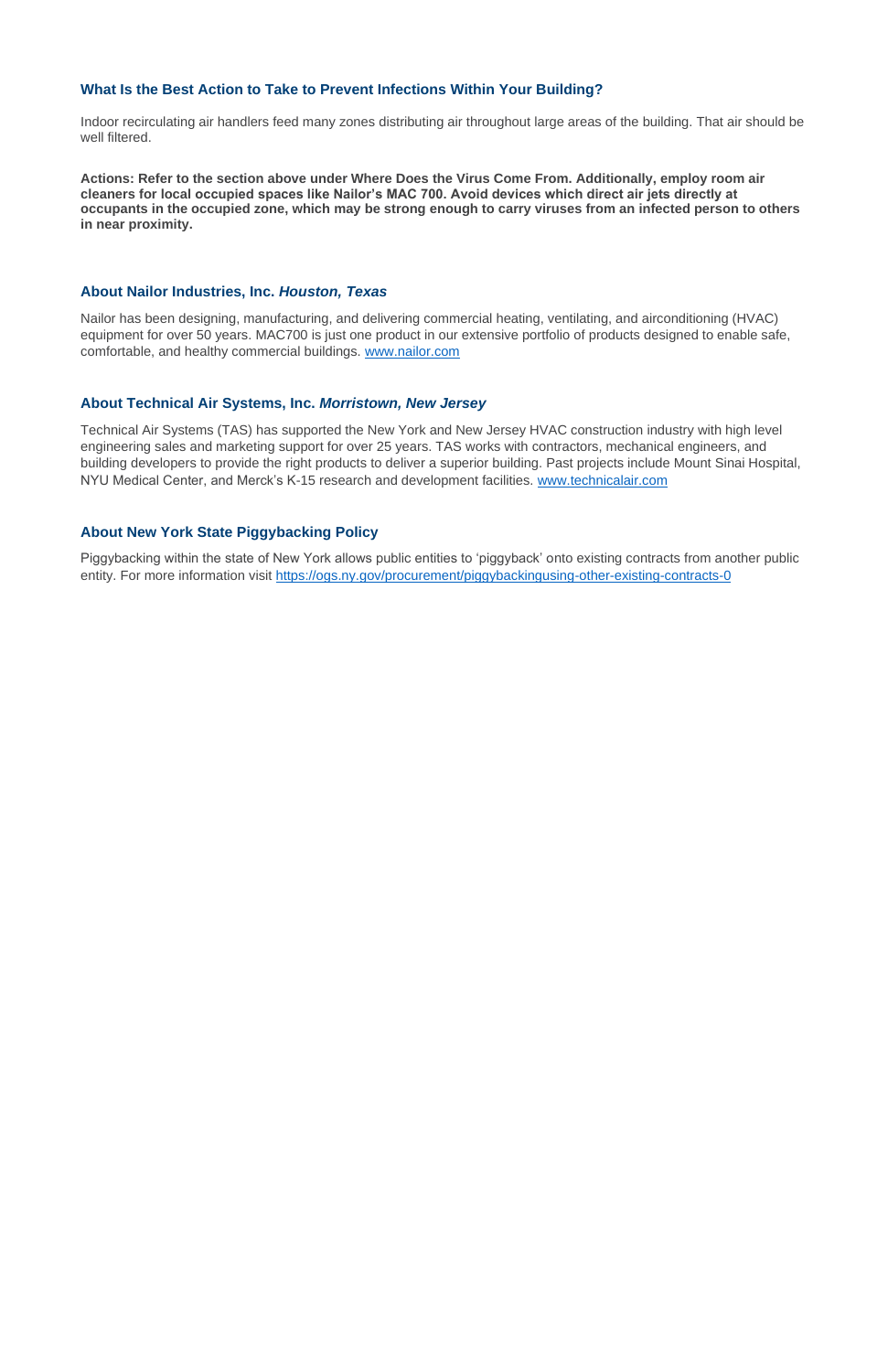### What Is the Best Action to Take to Prevent Infections Within Your Building?

Indoor recirculating air handlers feed many zones distributing air throughout large areas of the building. That air should be well filtered.

**Actions: Refer to the section above under Where Does the Virus Come From. Additionally, employ room air cleaners for local occupied spaces like Nailor's MAC 700. Avoid devices which direct air jets directly at occupants in the occupied zone, which may be strong enough to carry viruses from an infected person to others in near proximity.**

### About Nailor Industries, Inc. *Houston, Texas*

Nailor has been designing, manufacturing, and delivering commercial heating, ventilating, and airconditioning (HVAC) equipment for over 50 years. MAC700 is just one product in our extensive portfolio of products designed to enable safe, comfortable, and healthy commercial buildings. [www.nailor.com](www.nailor.com)

### About Technical Air Systems, Inc. *Morristown, New Jersey*

Technical Air Systems (TAS) has supported the New York and New Jersey HVAC construction industry with high level engineering sales and marketing support for over 25 years. TAS works with contractors, mechanical engineers, and building developers to provide the right products to deliver a superior building. Past projects include Mount Sinai Hospital, NYU Medical Center, and Merck's K-15 research and development facilities. [www.technicalair.com](www.technicalair.com)

### About New York State Piggybacking Policy

Piggybacking within the state of New York allows public entities to 'piggyback' onto existing contracts from another public entity. For more information visit [https://ogs.ny.gov/procurement/piggybackingusing-other-existing-contracts-0](https://ogs.ny.gov/procurement/piggybackingusing-other-existing-contracts-0)